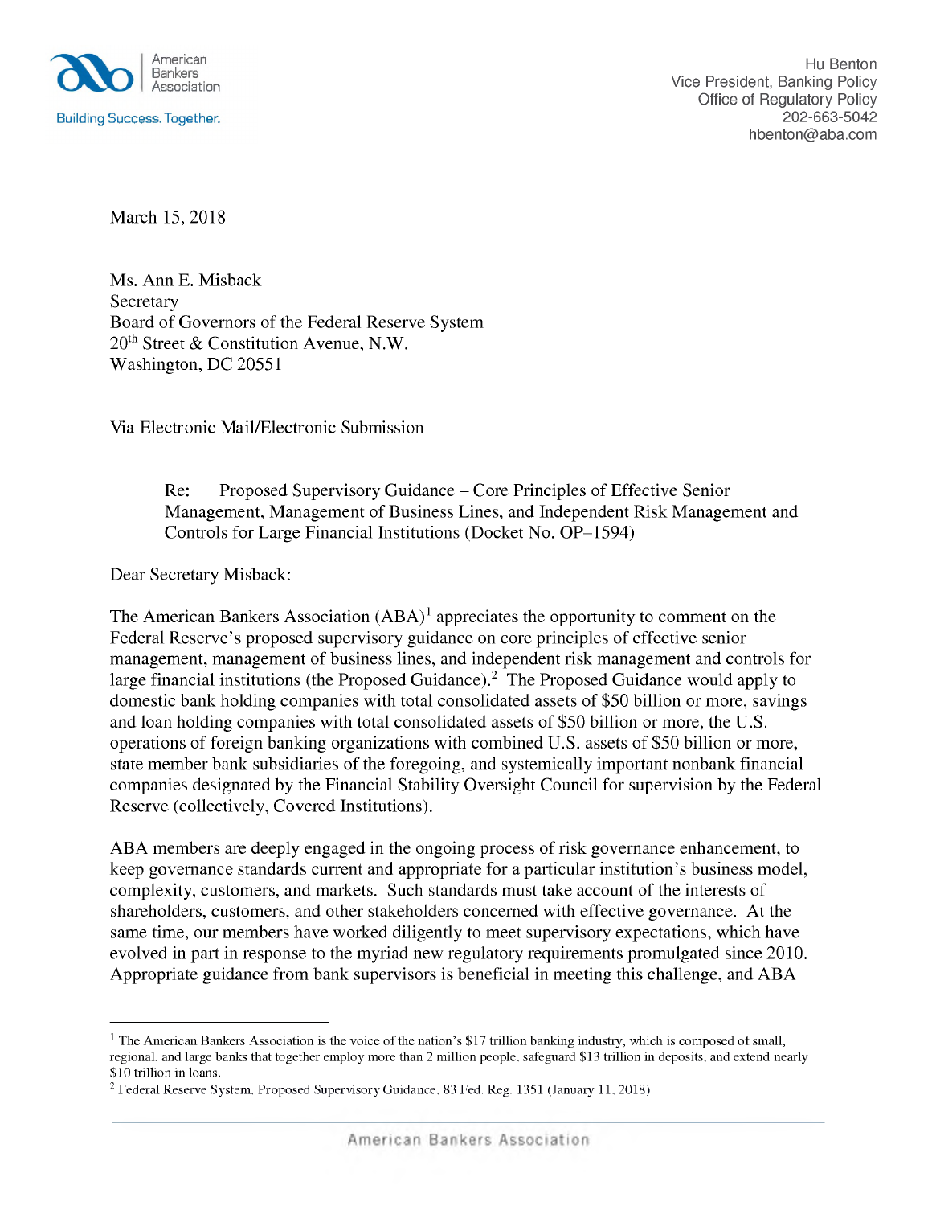American Bankers Association

Building Success. Together.

Hu Benton
Vice President, Banking Policy
Office of Regulatory Policy
202-663-5042
hbenton@aba.com

March 15, 2018

Ms. Ann E. Misback
Secretary
Board of Governors of the Federal Reserve System
20th Street & Constitution Avenue, N.W.
Washington, DC 20551

Via Electronic Mail/Electronic Submission

Re: Proposed Supervisory Guidance – Core Principles of Effective Senior Management, Management of Business Lines, and Independent Risk Management and Controls for Large Financial Institutions (Docket No. OP–1594)

Dear Secretary Misback:

The American Bankers Association (ABA)[1] appreciates the opportunity to comment on the Federal Reserve's proposed supervisory guidance on core principles of effective senior management, management of business lines, and independent risk management and controls for large financial institutions (the Proposed Guidance).[2] The Proposed Guidance would apply to domestic bank holding companies with total consolidated assets of $50 billion or more, savings and loan holding companies with total consolidated assets of $50 billion or more, the U.S. operations of foreign banking organizations with combined U.S. assets of $50 billion or more, state member bank subsidiaries of the foregoing, and systemically important nonbank financial companies designated by the Financial Stability Oversight Council for supervision by the Federal Reserve (collectively, Covered Institutions).

ABA members are deeply engaged in the ongoing process of risk governance enhancement, to keep governance standards current and appropriate for a particular institution's business model, complexity, customers, and markets. Such standards must take account of the interests of shareholders, customers, and other stakeholders concerned with effective governance. At the same time, our members have worked diligently to meet supervisory expectations, which have evolved in part in response to the myriad new regulatory requirements promulgated since 2010. Appropriate guidance from bank supervisors is beneficial in meeting this challenge, and ABA

---

[1] The American Bankers Association is the voice of the nation's $17 trillion banking industry, which is composed of small, regional, and large banks that together employ more than 2 million people, safeguard $13 trillion in deposits, and extend nearly $10 trillion in loans.

[2] Federal Reserve System, Proposed Supervisory Guidance, 83 Fed. Reg. 1351 (January 11, 2018).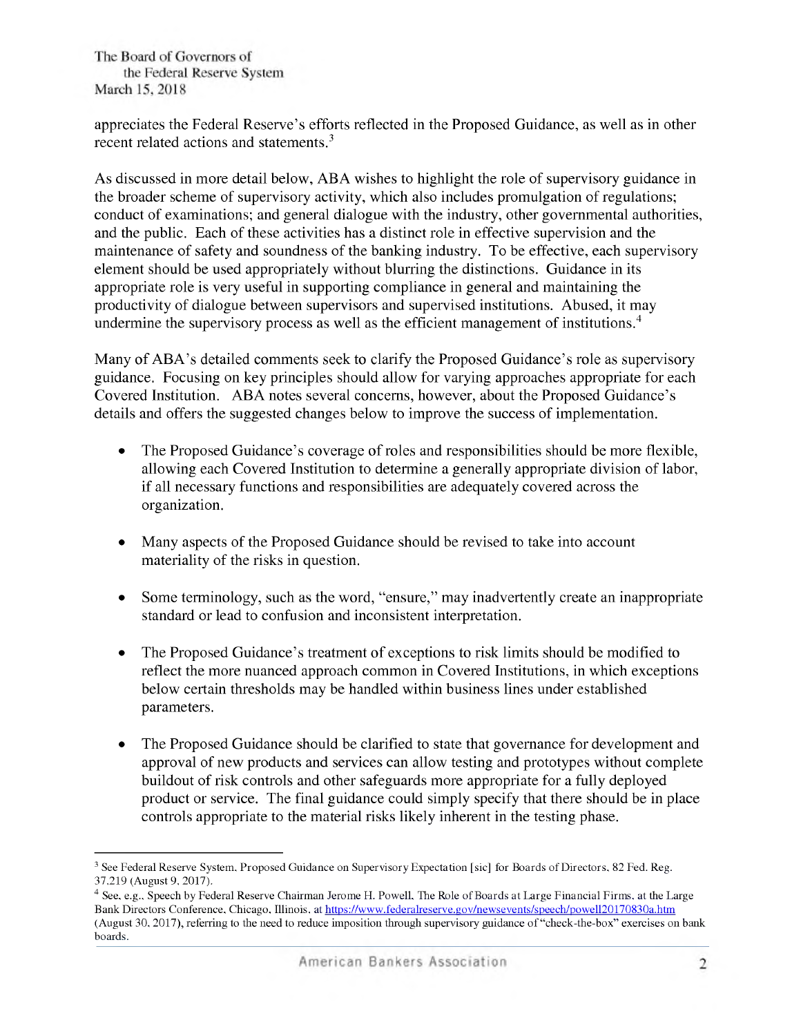appreciates the Federal Reserve's efforts reflected in the Proposed Guidance, as well as in other recent related actions and statements.[3]

As discussed in more detail below, ABA wishes to highlight the role of supervisory guidance in the broader scheme of supervisory activity, which also includes promulgation of regulations; conduct of examinations; and general dialogue with the industry, other governmental authorities, and the public. Each of these activities has a distinct role in effective supervision and the maintenance of safety and soundness of the banking industry. To be effective, each supervisory element should be used appropriately without blurring the distinctions. Guidance in its appropriate role is very useful in supporting compliance in general and maintaining the productivity of dialogue between supervisors and supervised institutions. Abused, it may undermine the supervisory process as well as the efficient management of institutions.[4]

Many of ABA's detailed comments seek to clarify the Proposed Guidance's role as supervisory guidance. Focusing on key principles should allow for varying approaches appropriate for each Covered Institution. ABA notes several concerns, however, about the Proposed Guidance's details and offers the suggested changes below to improve the success of implementation.

- The Proposed Guidance's coverage of roles and responsibilities should be more flexible, allowing each Covered Institution to determine a generally appropriate division of labor, if all necessary functions and responsibilities are adequately covered across the organization.
- Many aspects of the Proposed Guidance should be revised to take into account materiality of the risks in question.
- Some terminology, such as the word, "ensure," may inadvertently create an inappropriate standard or lead to confusion and inconsistent interpretation.
- The Proposed Guidance's treatment of exceptions to risk limits should be modified to reflect the more nuanced approach common in Covered Institutions, in which exceptions below certain thresholds may be handled within business lines under established parameters.
- The Proposed Guidance should be clarified to state that governance for development and approval of new products and services can allow testing and prototypes without complete buildout of risk controls and other safeguards more appropriate for a fully deployed product or service. The final guidance could simply specify that there should be in place controls appropriate to the material risks likely inherent in the testing phase.

---

[3] See Federal Reserve System, Proposed Guidance on Supervisory Expectation [sic] for Boards of Directors, 82 Fed. Reg. 37,219 (August 9, 2017).

[4] See, e.g., Speech by Federal Reserve Chairman Jerome H. Powell, The Role of Boards at Large Financial Firms, at the Large Bank Directors Conference, Chicago, Illinois, at https://www.federalreserve.gov/newsevents/speech/powell20170830a.htm (August 30, 2017), referring to the need to reduce imposition through supervisory guidance of "check-the-box" exercises on bank boards.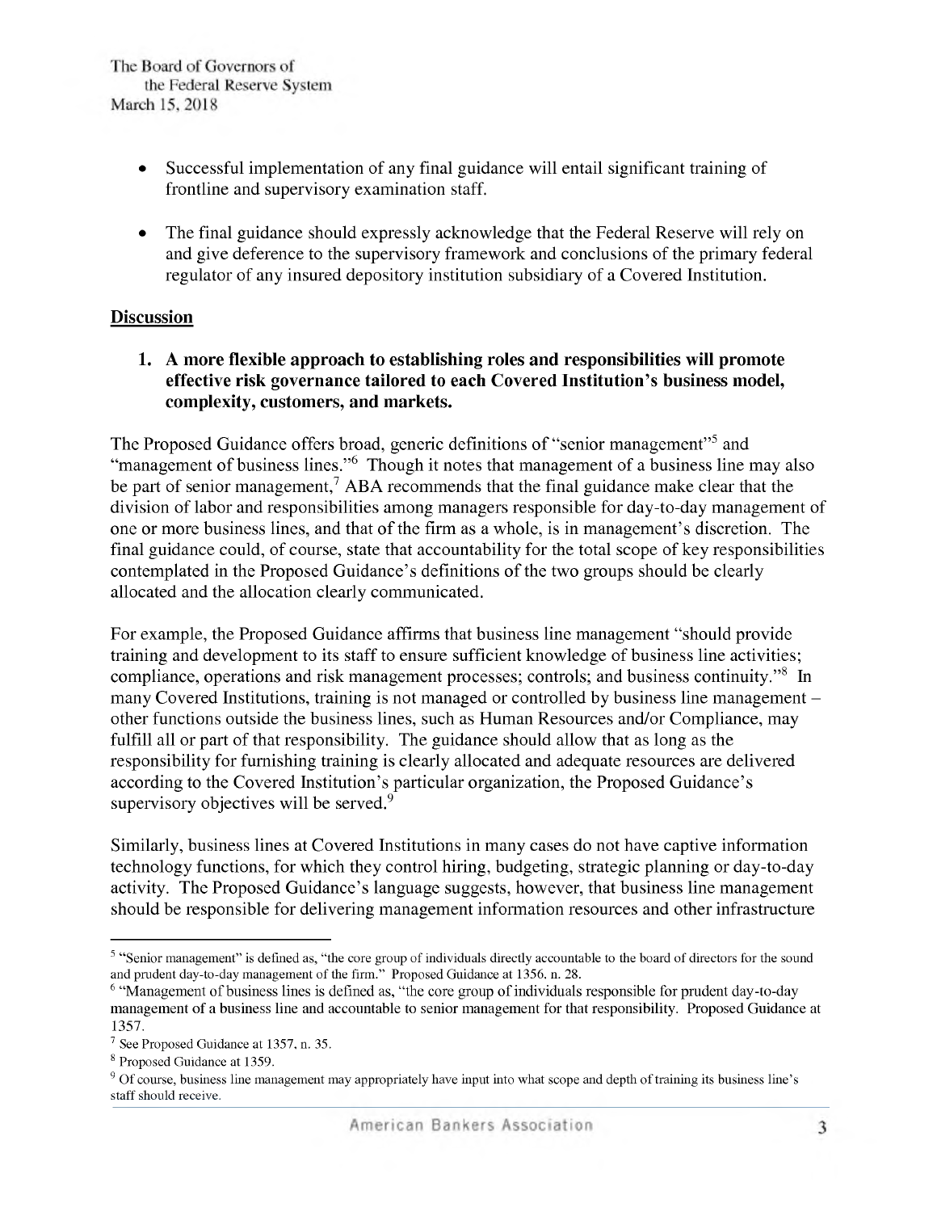- Successful implementation of any final guidance will entail significant training of frontline and supervisory examination staff.

- The final guidance should expressly acknowledge that the Federal Reserve will rely on and give deference to the supervisory framework and conclusions of the primary federal regulator of any insured depository institution subsidiary of a Covered Institution.

## Discussion

### 1. A more flexible approach to establishing roles and responsibilities will promote effective risk governance tailored to each Covered Institution's business model, complexity, customers, and markets.

The Proposed Guidance offers broad, generic definitions of "senior management"[5] and "management of business lines."[6] Though it notes that management of a business line may also be part of senior management,[7] ABA recommends that the final guidance make clear that the division of labor and responsibilities among managers responsible for day-to-day management of one or more business lines, and that of the firm as a whole, is in management's discretion. The final guidance could, of course, state that accountability for the total scope of key responsibilities contemplated in the Proposed Guidance's definitions of the two groups should be clearly allocated and the allocation clearly communicated.

For example, the Proposed Guidance affirms that business line management "should provide training and development to its staff to ensure sufficient knowledge of business line activities; compliance, operations and risk management processes; controls; and business continuity."[8] In many Covered Institutions, training is not managed or controlled by business line management – other functions outside the business lines, such as Human Resources and/or Compliance, may fulfill all or part of that responsibility. The guidance should allow that as long as the responsibility for furnishing training is clearly allocated and adequate resources are delivered according to the Covered Institution's particular organization, the Proposed Guidance's supervisory objectives will be served.[9]

Similarly, business lines at Covered Institutions in many cases do not have captive information technology functions, for which they control hiring, budgeting, strategic planning or day-to-day activity. The Proposed Guidance's language suggests, however, that business line management should be responsible for delivering management information resources and other infrastructure

---

[5] "Senior management" is defined as, "the core group of individuals directly accountable to the board of directors for the sound and prudent day-to-day management of the firm." Proposed Guidance at 1356, n. 28.

[6] "Management of business lines is defined as, "the core group of individuals responsible for prudent day-to-day management of a business line and accountable to senior management for that responsibility. Proposed Guidance at 1357.

[7] See Proposed Guidance at 1357, n. 35.

[8] Proposed Guidance at 1359.

[9] Of course, business line management may appropriately have input into what scope and depth of training its business line's staff should receive.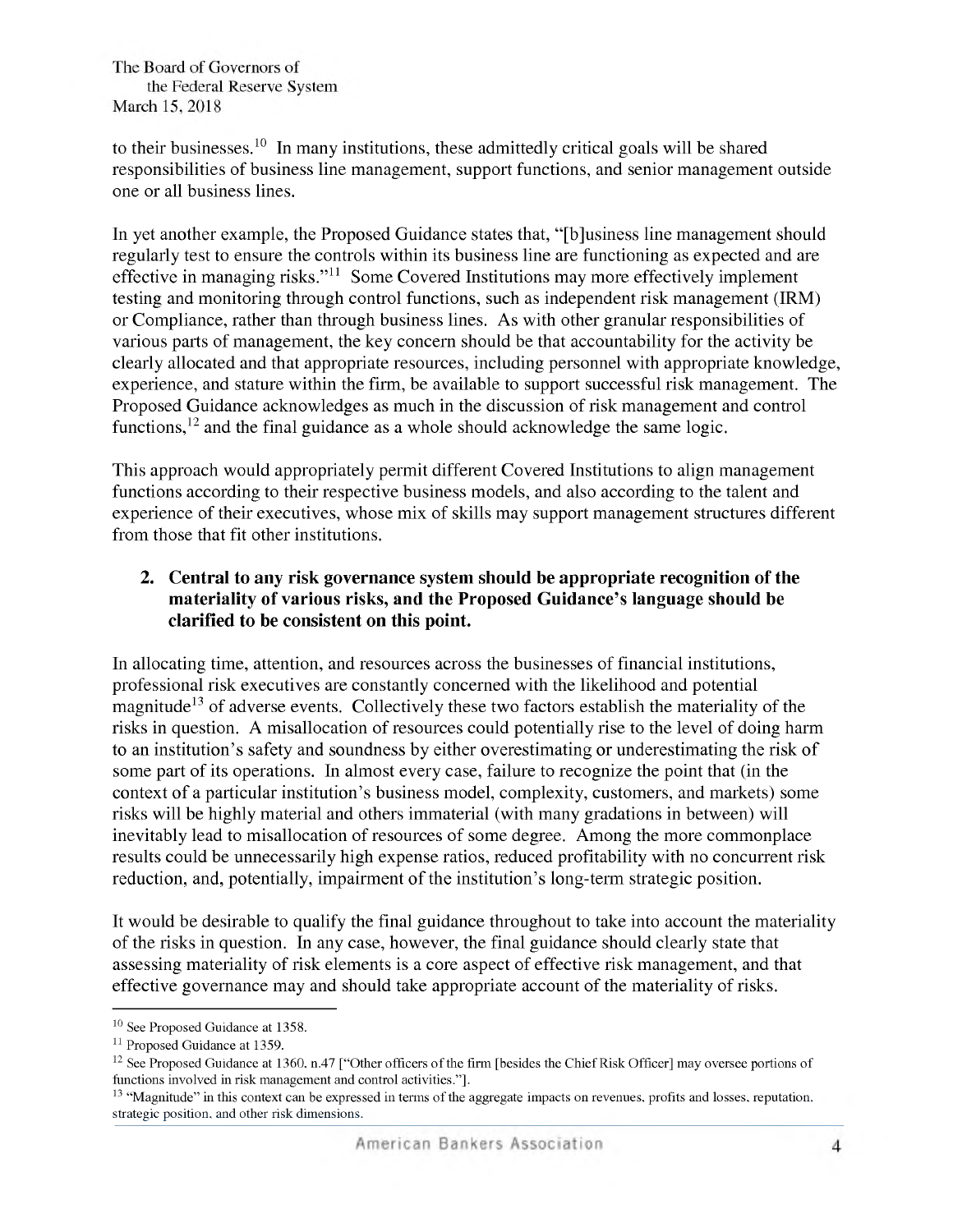to their businesses.[10] In many institutions, these admittedly critical goals will be shared responsibilities of business line management, support functions, and senior management outside one or all business lines.

In yet another example, the Proposed Guidance states that, "[b]usiness line management should regularly test to ensure the controls within its business line are functioning as expected and are effective in managing risks."[11] Some Covered Institutions may more effectively implement testing and monitoring through control functions, such as independent risk management (IRM) or Compliance, rather than through business lines. As with other granular responsibilities of various parts of management, the key concern should be that accountability for the activity be clearly allocated and that appropriate resources, including personnel with appropriate knowledge, experience, and stature within the firm, be available to support successful risk management. The Proposed Guidance acknowledges as much in the discussion of risk management and control functions,[12] and the final guidance as a whole should acknowledge the same logic.

This approach would appropriately permit different Covered Institutions to align management functions according to their respective business models, and also according to the talent and experience of their executives, whose mix of skills may support management structures different from those that fit other institutions.

## 2. Central to any risk governance system should be appropriate recognition of the materiality of various risks, and the Proposed Guidance's language should be clarified to be consistent on this point.

In allocating time, attention, and resources across the businesses of financial institutions, professional risk executives are constantly concerned with the likelihood and potential magnitude[13] of adverse events. Collectively these two factors establish the materiality of the risks in question. A misallocation of resources could potentially rise to the level of doing harm to an institution's safety and soundness by either overestimating or underestimating the risk of some part of its operations. In almost every case, failure to recognize the point that (in the context of a particular institution's business model, complexity, customers, and markets) some risks will be highly material and others immaterial (with many gradations in between) will inevitably lead to misallocation of resources of some degree. Among the more commonplace results could be unnecessarily high expense ratios, reduced profitability with no concurrent risk reduction, and, potentially, impairment of the institution's long-term strategic position.

It would be desirable to qualify the final guidance throughout to take into account the materiality of the risks in question. In any case, however, the final guidance should clearly state that assessing materiality of risk elements is a core aspect of effective risk management, and that effective governance may and should take appropriate account of the materiality of risks.

---

[10] See Proposed Guidance at 1358.

[11] Proposed Guidance at 1359.

[12] See Proposed Guidance at 1360, n.47 ["Other officers of the firm [besides the Chief Risk Officer] may oversee portions of functions involved in risk management and control activities."].

[13] "Magnitude" in this context can be expressed in terms of the aggregate impacts on revenues, profits and losses, reputation, strategic position, and other risk dimensions.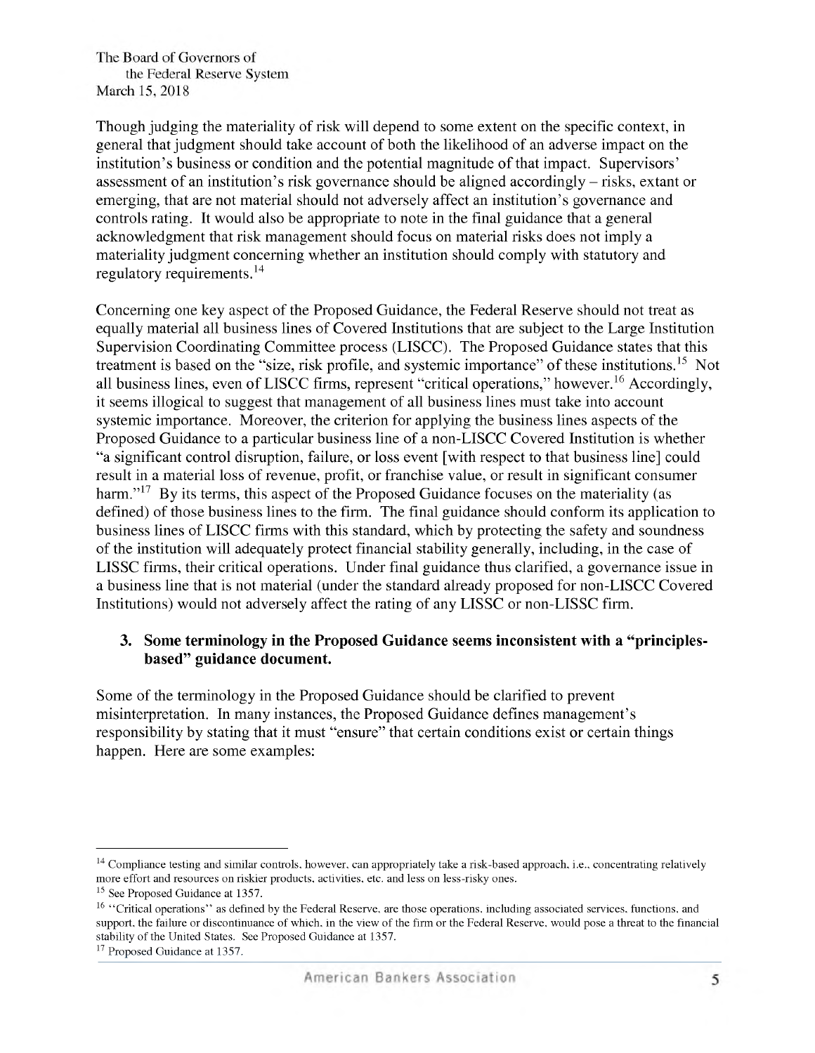Though judging the materiality of risk will depend to some extent on the specific context, in general that judgment should take account of both the likelihood of an adverse impact on the institution's business or condition and the potential magnitude of that impact. Supervisors' assessment of an institution's risk governance should be aligned accordingly – risks, extant or emerging, that are not material should not adversely affect an institution's governance and controls rating. It would also be appropriate to note in the final guidance that a general acknowledgment that risk management should focus on material risks does not imply a materiality judgment concerning whether an institution should comply with statutory and regulatory requirements.[14]

Concerning one key aspect of the Proposed Guidance, the Federal Reserve should not treat as equally material all business lines of Covered Institutions that are subject to the Large Institution Supervision Coordinating Committee process (LISCC). The Proposed Guidance states that this treatment is based on the "size, risk profile, and systemic importance" of these institutions.[15] Not all business lines, even of LISCC firms, represent "critical operations," however.[16] Accordingly, it seems illogical to suggest that management of all business lines must take into account systemic importance. Moreover, the criterion for applying the business lines aspects of the Proposed Guidance to a particular business line of a non-LISCC Covered Institution is whether "a significant control disruption, failure, or loss event [with respect to that business line] could result in a material loss of revenue, profit, or franchise value, or result in significant consumer harm."[17] By its terms, this aspect of the Proposed Guidance focuses on the materiality (as defined) of those business lines to the firm. The final guidance should conform its application to business lines of LISCC firms with this standard, which by protecting the safety and soundness of the institution will adequately protect financial stability generally, including, in the case of LISSC firms, their critical operations. Under final guidance thus clarified, a governance issue in a business line that is not material (under the standard already proposed for non-LISCC Covered Institutions) would not adversely affect the rating of any LISSC or non-LISSC firm.

### 3. Some terminology in the Proposed Guidance seems inconsistent with a "principles-based" guidance document.

Some of the terminology in the Proposed Guidance should be clarified to prevent misinterpretation. In many instances, the Proposed Guidance defines management's responsibility by stating that it must "ensure" that certain conditions exist or certain things happen. Here are some examples:

---

[14] Compliance testing and similar controls, however, can appropriately take a risk-based approach, i.e., concentrating relatively more effort and resources on riskier products, activities, etc. and less on less-risky ones.

[15] See Proposed Guidance at 1357.

[16] "Critical operations" as defined by the Federal Reserve, are those operations, including associated services, functions, and support, the failure or discontinuance of which, in the view of the firm or the Federal Reserve, would pose a threat to the financial stability of the United States. See Proposed Guidance at 1357.

[17] Proposed Guidance at 1357.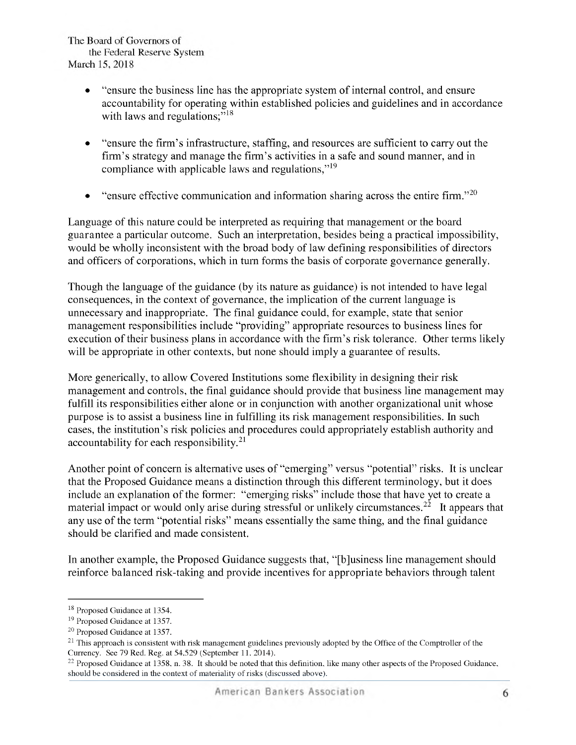- "ensure the business line has the appropriate system of internal control, and ensure accountability for operating within established policies and guidelines and in accordance with laws and regulations;"[18]

- "ensure the firm's infrastructure, staffing, and resources are sufficient to carry out the firm's strategy and manage the firm's activities in a safe and sound manner, and in compliance with applicable laws and regulations,"[19]

- "ensure effective communication and information sharing across the entire firm."[20]

Language of this nature could be interpreted as requiring that management or the board guarantee a particular outcome. Such an interpretation, besides being a practical impossibility, would be wholly inconsistent with the broad body of law defining responsibilities of directors and officers of corporations, which in turn forms the basis of corporate governance generally.

Though the language of the guidance (by its nature as guidance) is not intended to have legal consequences, in the context of governance, the implication of the current language is unnecessary and inappropriate. The final guidance could, for example, state that senior management responsibilities include "providing" appropriate resources to business lines for execution of their business plans in accordance with the firm's risk tolerance. Other terms likely will be appropriate in other contexts, but none should imply a guarantee of results.

More generically, to allow Covered Institutions some flexibility in designing their risk management and controls, the final guidance should provide that business line management may fulfill its responsibilities either alone or in conjunction with another organizational unit whose purpose is to assist a business line in fulfilling its risk management responsibilities. In such cases, the institution's risk policies and procedures could appropriately establish authority and accountability for each responsibility.[21]

Another point of concern is alternative uses of "emerging" versus "potential" risks. It is unclear that the Proposed Guidance means a distinction through this different terminology, but it does include an explanation of the former: "emerging risks" include those that have yet to create a material impact or would only arise during stressful or unlikely circumstances.[22] It appears that any use of the term "potential risks" means essentially the same thing, and the final guidance should be clarified and made consistent.

In another example, the Proposed Guidance suggests that, "[b]usiness line management should reinforce balanced risk-taking and provide incentives for appropriate behaviors through talent

---

[18] Proposed Guidance at 1354.

[19] Proposed Guidance at 1357.

[20] Proposed Guidance at 1357.

[21] This approach is consistent with risk management guidelines previously adopted by the Office of the Comptroller of the Currency. See 79 Red. Reg. at 54,529 (September 11, 2014).

[22] Proposed Guidance at 1358, n. 38. It should be noted that this definition, like many other aspects of the Proposed Guidance, should be considered in the context of materiality of risks (discussed above).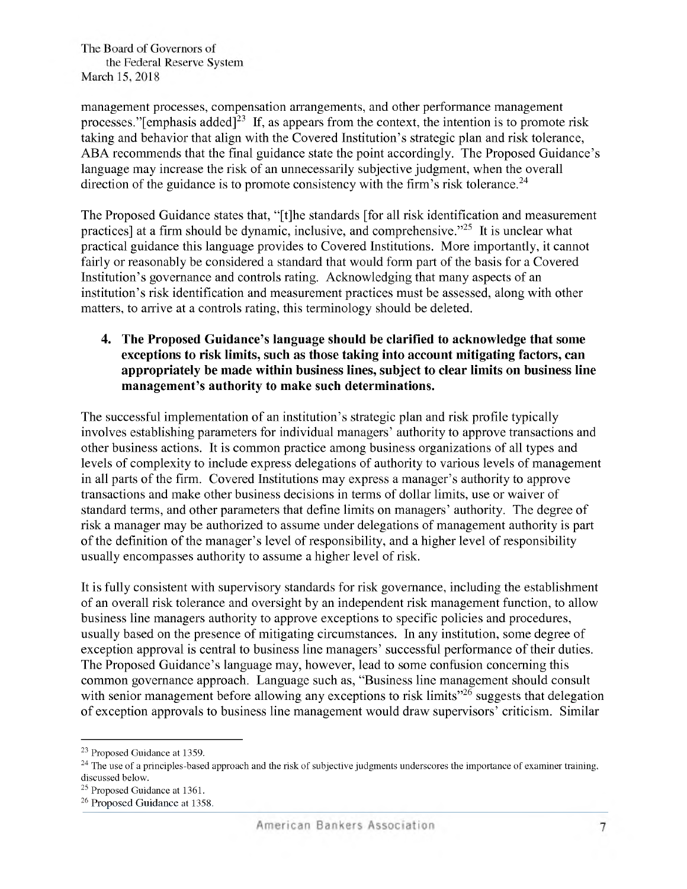management processes, compensation arrangements, and other performance management processes."[emphasis added][23] If, as appears from the context, the intention is to promote risk taking and behavior that align with the Covered Institution's strategic plan and risk tolerance, ABA recommends that the final guidance state the point accordingly. The Proposed Guidance's language may increase the risk of an unnecessarily subjective judgment, when the overall direction of the guidance is to promote consistency with the firm's risk tolerance.[24]

The Proposed Guidance states that, "[t]he standards [for all risk identification and measurement practices] at a firm should be dynamic, inclusive, and comprehensive."[25] It is unclear what practical guidance this language provides to Covered Institutions. More importantly, it cannot fairly or reasonably be considered a standard that would form part of the basis for a Covered Institution's governance and controls rating. Acknowledging that many aspects of an institution's risk identification and measurement practices must be assessed, along with other matters, to arrive at a controls rating, this terminology should be deleted.

**4. The Proposed Guidance's language should be clarified to acknowledge that some exceptions to risk limits, such as those taking into account mitigating factors, can appropriately be made within business lines, subject to clear limits on business line management's authority to make such determinations.**

The successful implementation of an institution's strategic plan and risk profile typically involves establishing parameters for individual managers' authority to approve transactions and other business actions. It is common practice among business organizations of all types and levels of complexity to include express delegations of authority to various levels of management in all parts of the firm. Covered Institutions may express a manager's authority to approve transactions and make other business decisions in terms of dollar limits, use or waiver of standard terms, and other parameters that define limits on managers' authority. The degree of risk a manager may be authorized to assume under delegations of management authority is part of the definition of the manager's level of responsibility, and a higher level of responsibility usually encompasses authority to assume a higher level of risk.

It is fully consistent with supervisory standards for risk governance, including the establishment of an overall risk tolerance and oversight by an independent risk management function, to allow business line managers authority to approve exceptions to specific policies and procedures, usually based on the presence of mitigating circumstances. In any institution, some degree of exception approval is central to business line managers' successful performance of their duties. The Proposed Guidance's language may, however, lead to some confusion concerning this common governance approach. Language such as, "Business line management should consult with senior management before allowing any exceptions to risk limits"[26] suggests that delegation of exception approvals to business line management would draw supervisors' criticism. Similar

---

[23] Proposed Guidance at 1359.

[24] The use of a principles-based approach and the risk of subjective judgments underscores the importance of examiner training, discussed below.

[25] Proposed Guidance at 1361.

[26] Proposed Guidance at 1358.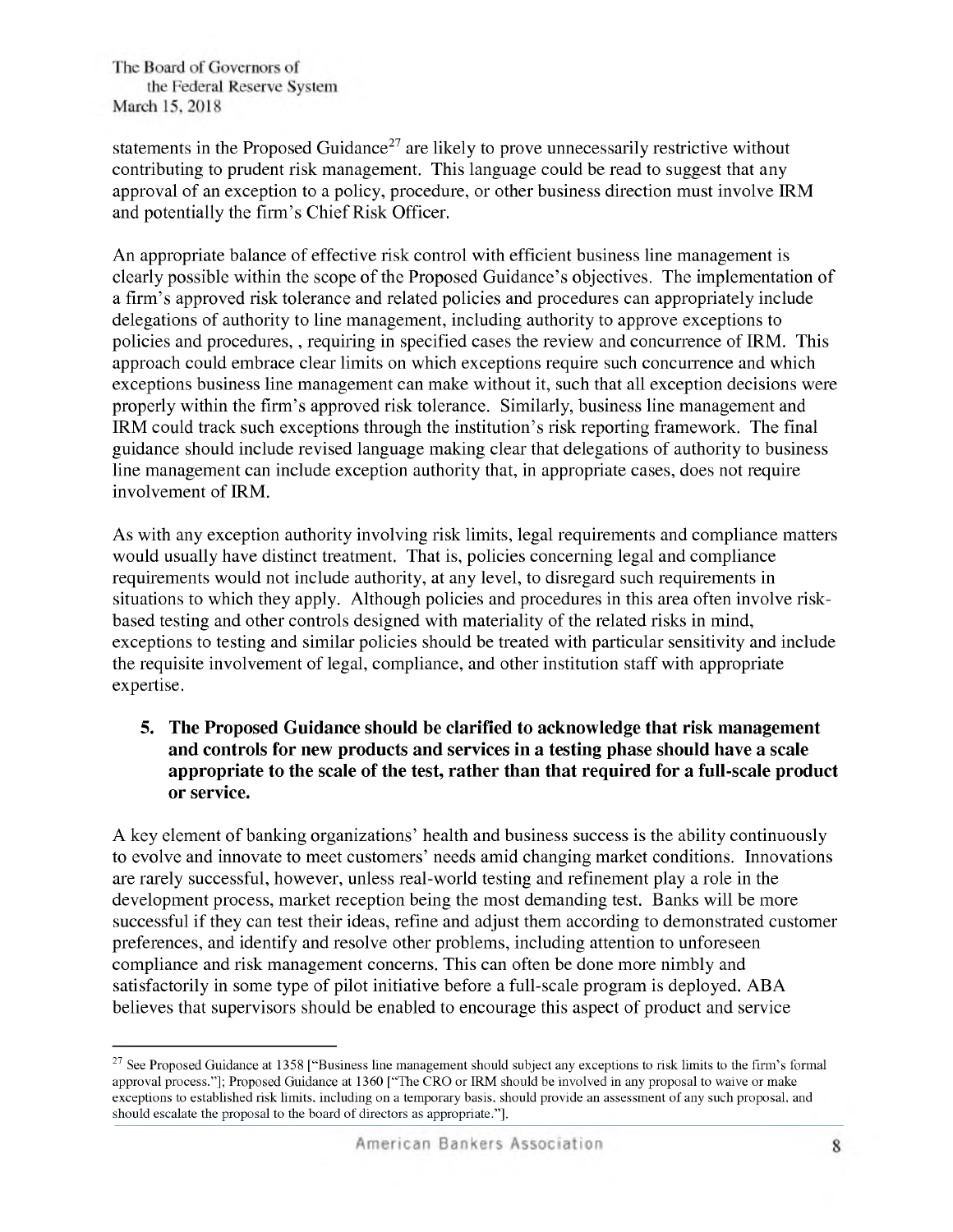statements in the Proposed Guidance[27] are likely to prove unnecessarily restrictive without contributing to prudent risk management. This language could be read to suggest that any approval of an exception to a policy, procedure, or other business direction must involve IRM and potentially the firm's Chief Risk Officer.

An appropriate balance of effective risk control with efficient business line management is clearly possible within the scope of the Proposed Guidance's objectives. The implementation of a firm's approved risk tolerance and related policies and procedures can appropriately include delegations of authority to line management, including authority to approve exceptions to policies and procedures, , requiring in specified cases the review and concurrence of IRM. This approach could embrace clear limits on which exceptions require such concurrence and which exceptions business line management can make without it, such that all exception decisions were properly within the firm's approved risk tolerance. Similarly, business line management and IRM could track such exceptions through the institution's risk reporting framework. The final guidance should include revised language making clear that delegations of authority to business line management can include exception authority that, in appropriate cases, does not require involvement of IRM.

As with any exception authority involving risk limits, legal requirements and compliance matters would usually have distinct treatment. That is, policies concerning legal and compliance requirements would not include authority, at any level, to disregard such requirements in situations to which they apply. Although policies and procedures in this area often involve risk-based testing and other controls designed with materiality of the related risks in mind, exceptions to testing and similar policies should be treated with particular sensitivity and include the requisite involvement of legal, compliance, and other institution staff with appropriate expertise.

**5. The Proposed Guidance should be clarified to acknowledge that risk management and controls for new products and services in a testing phase should have a scale appropriate to the scale of the test, rather than that required for a full-scale product or service.**

A key element of banking organizations' health and business success is the ability continuously to evolve and innovate to meet customers' needs amid changing market conditions. Innovations are rarely successful, however, unless real-world testing and refinement play a role in the development process, market reception being the most demanding test. Banks will be more successful if they can test their ideas, refine and adjust them according to demonstrated customer preferences, and identify and resolve other problems, including attention to unforeseen compliance and risk management concerns. This can often be done more nimbly and satisfactorily in some type of pilot initiative before a full-scale program is deployed. ABA believes that supervisors should be enabled to encourage this aspect of product and service

---

[27] See Proposed Guidance at 1358 ["Business line management should subject any exceptions to risk limits to the firm's formal approval process."]; Proposed Guidance at 1360 ["The CRO or IRM should be involved in any proposal to waive or make exceptions to established risk limits, including on a temporary basis, should provide an assessment of any such proposal, and should escalate the proposal to the board of directors as appropriate."].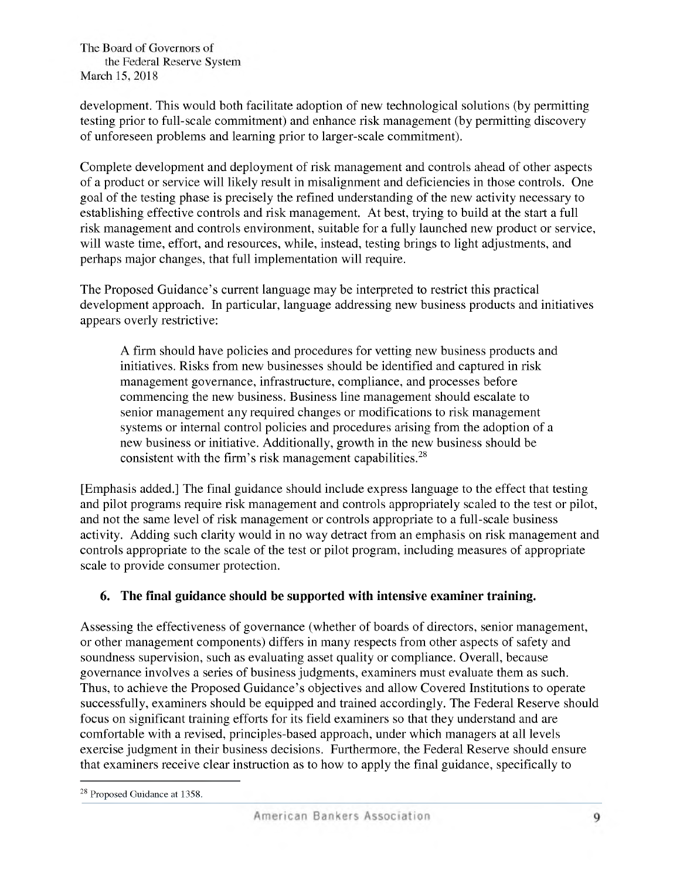development. This would both facilitate adoption of new technological solutions (by permitting testing prior to full-scale commitment) and enhance risk management (by permitting discovery of unforeseen problems and learning prior to larger-scale commitment).

Complete development and deployment of risk management and controls ahead of other aspects of a product or service will likely result in misalignment and deficiencies in those controls. One goal of the testing phase is precisely the refined understanding of the new activity necessary to establishing effective controls and risk management. At best, trying to build at the start a full risk management and controls environment, suitable for a fully launched new product or service, will waste time, effort, and resources, while, instead, testing brings to light adjustments, and perhaps major changes, that full implementation will require.

The Proposed Guidance's current language may be interpreted to restrict this practical development approach. In particular, language addressing new business products and initiatives appears overly restrictive:

> A firm should have policies and procedures for vetting new business products and initiatives. Risks from new businesses should be identified and captured in risk management governance, infrastructure, compliance, and processes before commencing the new business. Business line management should escalate to senior management any required changes or modifications to risk management systems or internal control policies and procedures arising from the adoption of a new business or initiative. Additionally, growth in the new business should be consistent with the firm's risk management capabilities.[28]

[Emphasis added.] The final guidance should include express language to the effect that testing and pilot programs require risk management and controls appropriately scaled to the test or pilot, and not the same level of risk management or controls appropriate to a full-scale business activity. Adding such clarity would in no way detract from an emphasis on risk management and controls appropriate to the scale of the test or pilot program, including measures of appropriate scale to provide consumer protection.

## 6. The final guidance should be supported with intensive examiner training.

Assessing the effectiveness of governance (whether of boards of directors, senior management, or other management components) differs in many respects from other aspects of safety and soundness supervision, such as evaluating asset quality or compliance. Overall, because governance involves a series of business judgments, examiners must evaluate them as such. Thus, to achieve the Proposed Guidance's objectives and allow Covered Institutions to operate successfully, examiners should be equipped and trained accordingly. The Federal Reserve should focus on significant training efforts for its field examiners so that they understand and are comfortable with a revised, principles-based approach, under which managers at all levels exercise judgment in their business decisions. Furthermore, the Federal Reserve should ensure that examiners receive clear instruction as to how to apply the final guidance, specifically to

---

[28] Proposed Guidance at 1358.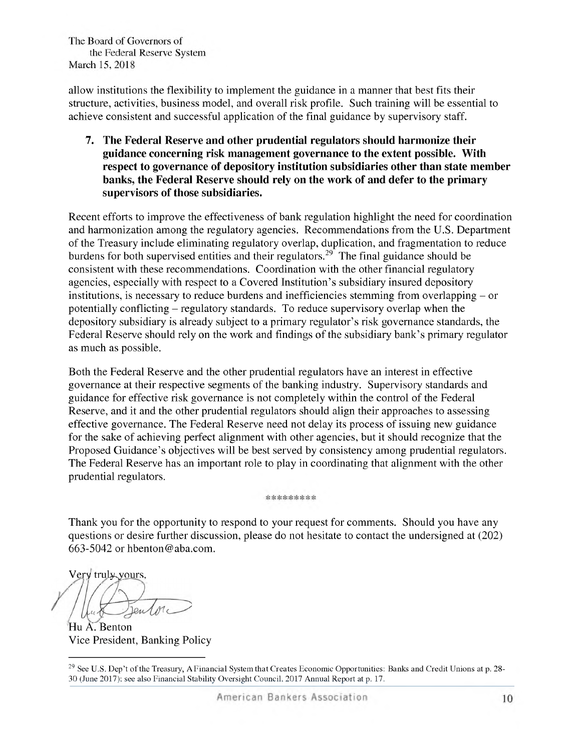allow institutions the flexibility to implement the guidance in a manner that best fits their structure, activities, business model, and overall risk profile. Such training will be essential to achieve consistent and successful application of the final guidance by supervisory staff.

7. **The Federal Reserve and other prudential regulators should harmonize their guidance concerning risk management governance to the extent possible. With respect to governance of depository institution subsidiaries other than state member banks, the Federal Reserve should rely on the work of and defer to the primary supervisors of those subsidiaries.**

Recent efforts to improve the effectiveness of bank regulation highlight the need for coordination and harmonization among the regulatory agencies. Recommendations from the U.S. Department of the Treasury include eliminating regulatory overlap, duplication, and fragmentation to reduce burdens for both supervised entities and their regulators.[29] The final guidance should be consistent with these recommendations. Coordination with the other financial regulatory agencies, especially with respect to a Covered Institution's subsidiary insured depository institutions, is necessary to reduce burdens and inefficiencies stemming from overlapping – or potentially conflicting – regulatory standards. To reduce supervisory overlap when the depository subsidiary is already subject to a primary regulator's risk governance standards, the Federal Reserve should rely on the work and findings of the subsidiary bank's primary regulator as much as possible.

Both the Federal Reserve and the other prudential regulators have an interest in effective governance at their respective segments of the banking industry. Supervisory standards and guidance for effective risk governance is not completely within the control of the Federal Reserve, and it and the other prudential regulators should align their approaches to assessing effective governance. The Federal Reserve need not delay its process of issuing new guidance for the sake of achieving perfect alignment with other agencies, but it should recognize that the Proposed Guidance's objectives will be best served by consistency among prudential regulators. The Federal Reserve has an important role to play in coordinating that alignment with the other prudential regulators.

*********

Thank you for the opportunity to respond to your request for comments. Should you have any questions or desire further discussion, please do not hesitate to contact the undersigned at (202) 663-5042 or hbenton@aba.com.

Very truly yours,

Hu A. Benton
Vice President, Banking Policy

[29] See U.S. Dep't of the Treasury, A Financial System that Creates Economic Opportunities: Banks and Credit Unions at p. 28-30 (June 2017); see also Financial Stability Oversight Council, 2017 Annual Report at p. 17.